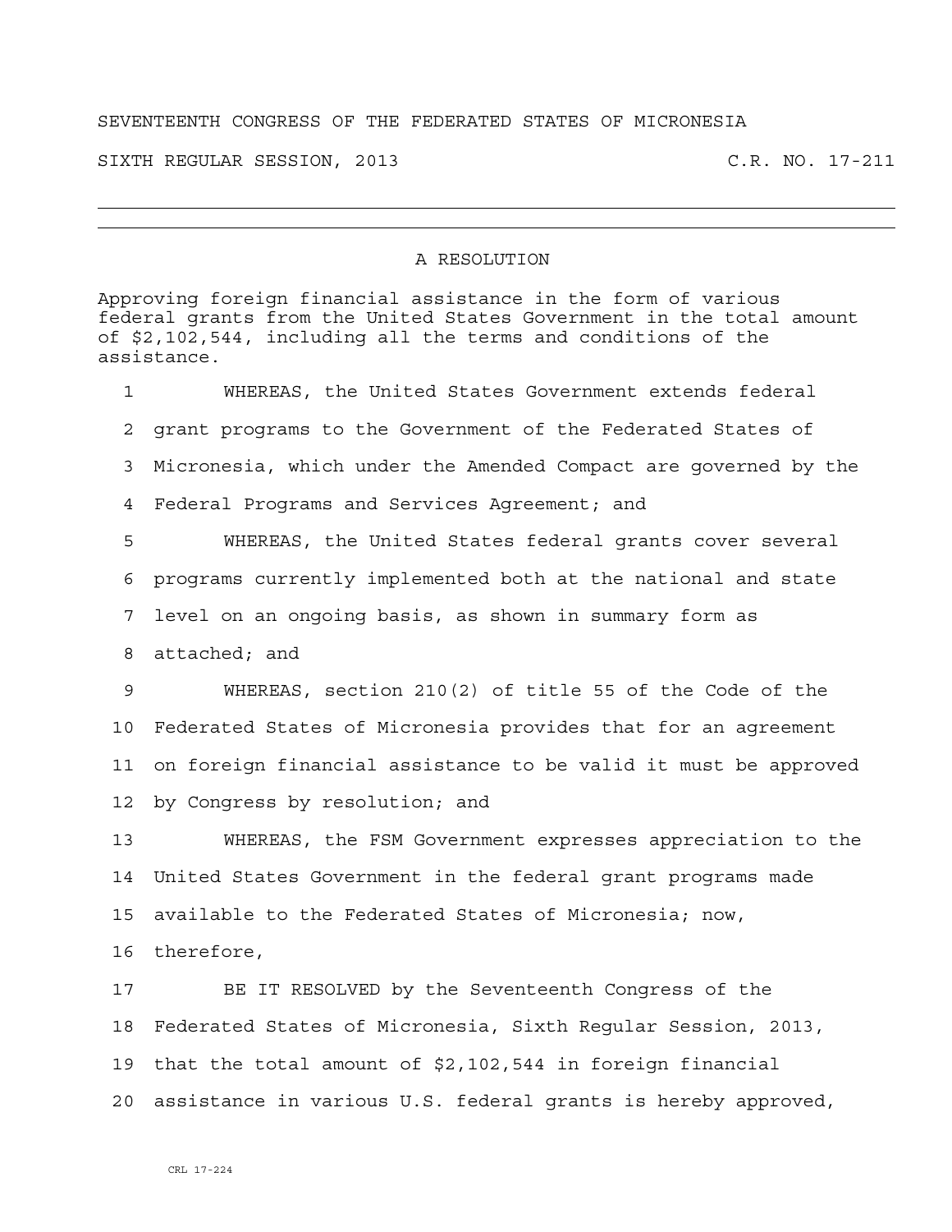SEVENTEENTH CONGRESS OF THE FEDERATED STATES OF MICRONESIA

SIXTH REGULAR SESSION, 2013 C.R. NO. 17-211

---

# A RESOLUTION

Approving foreign financial assistance in the form of various federal grants from the United States Government in the total amount of $2,102,544, including all the terms and conditions of the assistance.

1 WHEREAS, the United States Government extends federal
2 grant programs to the Government of the Federated States of
3 Micronesia, which under the Amended Compact are governed by the
4 Federal Programs and Services Agreement; and
5 WHEREAS, the United States federal grants cover several
6 programs currently implemented both at the national and state
7 level on an ongoing basis, as shown in summary form as
8 attached; and
9 WHEREAS, section 210(2) of title 55 of the Code of the
10 Federated States of Micronesia provides that for an agreement
11 on foreign financial assistance to be valid it must be approved
12 by Congress by resolution; and
13 WHEREAS, the FSM Government expresses appreciation to the
14 United States Government in the federal grant programs made
15 available to the Federated States of Micronesia; now,
16 therefore,
17 BE IT RESOLVED by the Seventeenth Congress of the
18 Federated States of Micronesia, Sixth Regular Session, 2013,
19 that the total amount of $2,102,544 in foreign financial
20 assistance in various U.S. federal grants is hereby approved,

CRL 17-224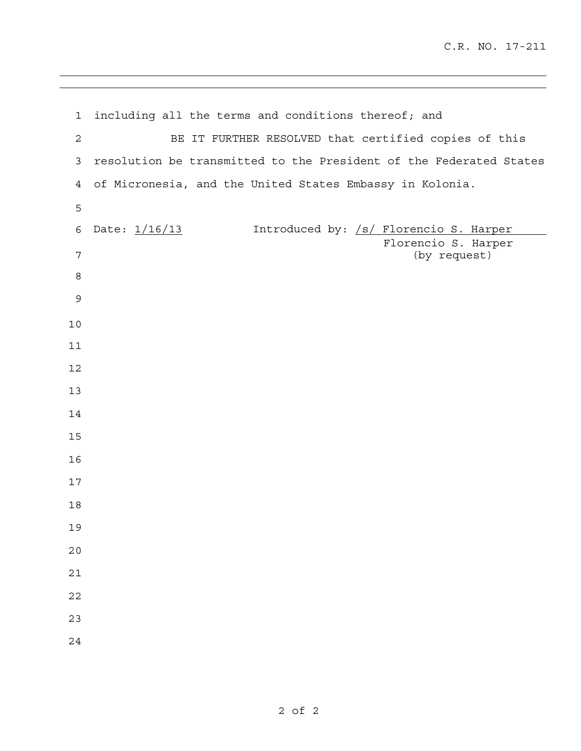including all the terms and conditions thereof; and

BE IT FURTHER RESOLVED that certified copies of this resolution be transmitted to the President of the Federated States of Micronesia, and the United States Embassy in Kolonia.

Date: 1/16/13

Introduced by: /s/ Florencio S. Harper
Florencio S. Harper
(by request)